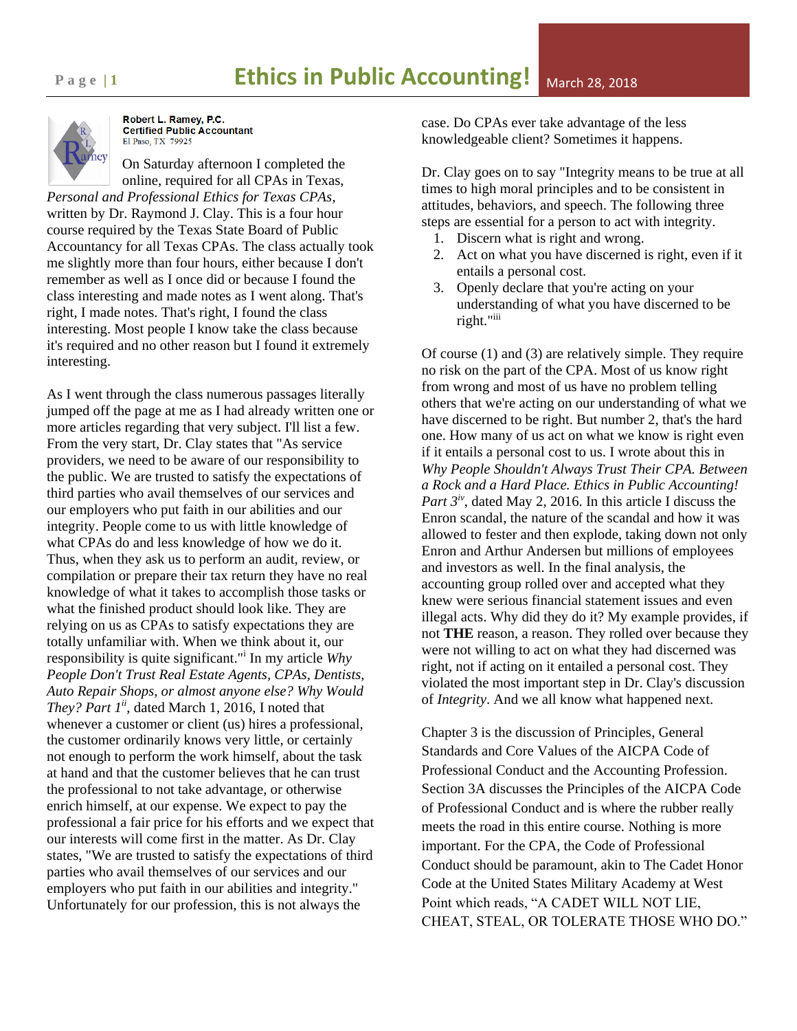# Ethics in Public Accounting!

March 28, 2018

**Robert L. Ramey, P.C.**
**Certified Public Accountant**
El Paso, TX 79925

On Saturday afternoon I completed the online, required for all CPAs in Texas, *Personal and Professional Ethics for Texas CPAs*, written by Dr. Raymond J. Clay. This is a four hour course required by the Texas State Board of Public Accountancy for all Texas CPAs. The class actually took me slightly more than four hours, either because I don't remember as well as I once did or because I found the class interesting and made notes as I went along. That's right, I made notes. That's right, I found the class interesting. Most people I know take the class because it's required and no other reason but I found it extremely interesting.

As I went through the class numerous passages literally jumped off the page at me as I had already written one or more articles regarding that very subject. I'll list a few. From the very start, Dr. Clay states that "As service providers, we need to be aware of our responsibility to the public. We are trusted to satisfy the expectations of third parties who avail themselves of our services and our employers who put faith in our abilities and our integrity. People come to us with little knowledge of what CPAs do and less knowledge of how we do it. Thus, when they ask us to perform an audit, review, or compilation or prepare their tax return they have no real knowledge of what it takes to accomplish those tasks or what the finished product should look like. They are relying on us as CPAs to satisfy expectations they are totally unfamiliar with. When we think about it, our responsibility is quite significant."[i] In my article *Why People Don't Trust Real Estate Agents, CPAs, Dentists, Auto Repair Shops, or almost anyone else? Why Would They? Part 1*[ii], dated March 1, 2016, I noted that whenever a customer or client (us) hires a professional, the customer ordinarily knows very little, or certainly not enough to perform the work himself, about the task at hand and that the customer believes that he can trust the professional to not take advantage, or otherwise enrich himself, at our expense. We expect to pay the professional a fair price for his efforts and we expect that our interests will come first in the matter. As Dr. Clay states, "We are trusted to satisfy the expectations of third parties who avail themselves of our services and our employers who put faith in our abilities and integrity." Unfortunately for our profession, this is not always the case. Do CPAs ever take advantage of the less knowledgeable client? Sometimes it happens.

Dr. Clay goes on to say "Integrity means to be true at all times to high moral principles and to be consistent in attitudes, behaviors, and speech. The following three steps are essential for a person to act with integrity.

1. Discern what is right and wrong.
2. Act on what you have discerned is right, even if it entails a personal cost.
3. Openly declare that you're acting on your understanding of what you have discerned to be right."[iii]

Of course (1) and (3) are relatively simple. They require no risk on the part of the CPA. Most of us know right from wrong and most of us have no problem telling others that we're acting on our understanding of what we have discerned to be right. But number 2, that's the hard one. How many of us act on what we know is right even if it entails a personal cost to us. I wrote about this in *Why People Shouldn't Always Trust Their CPA. Between a Rock and a Hard Place. Ethics in Public Accounting! Part 3*[iv], dated May 2, 2016. In this article I discuss the Enron scandal, the nature of the scandal and how it was allowed to fester and then explode, taking down not only Enron and Arthur Andersen but millions of employees and investors as well. In the final analysis, the accounting group rolled over and accepted what they knew were serious financial statement issues and even illegal acts. Why did they do it? My example provides, if not **THE** reason, a reason. They rolled over because they were not willing to act on what they had discerned was right, not if acting on it entailed a personal cost. They violated the most important step in Dr. Clay's discussion of *Integrity*. And we all know what happened next.

Chapter 3 is the discussion of Principles, General Standards and Core Values of the AICPA Code of Professional Conduct and the Accounting Profession. Section 3A discusses the Principles of the AICPA Code of Professional Conduct and is where the rubber really meets the road in this entire course. Nothing is more important. For the CPA, the Code of Professional Conduct should be paramount, akin to The Cadet Honor Code at the United States Military Academy at West Point which reads, "A CADET WILL NOT LIE, CHEAT, STEAL, OR TOLERATE THOSE WHO DO."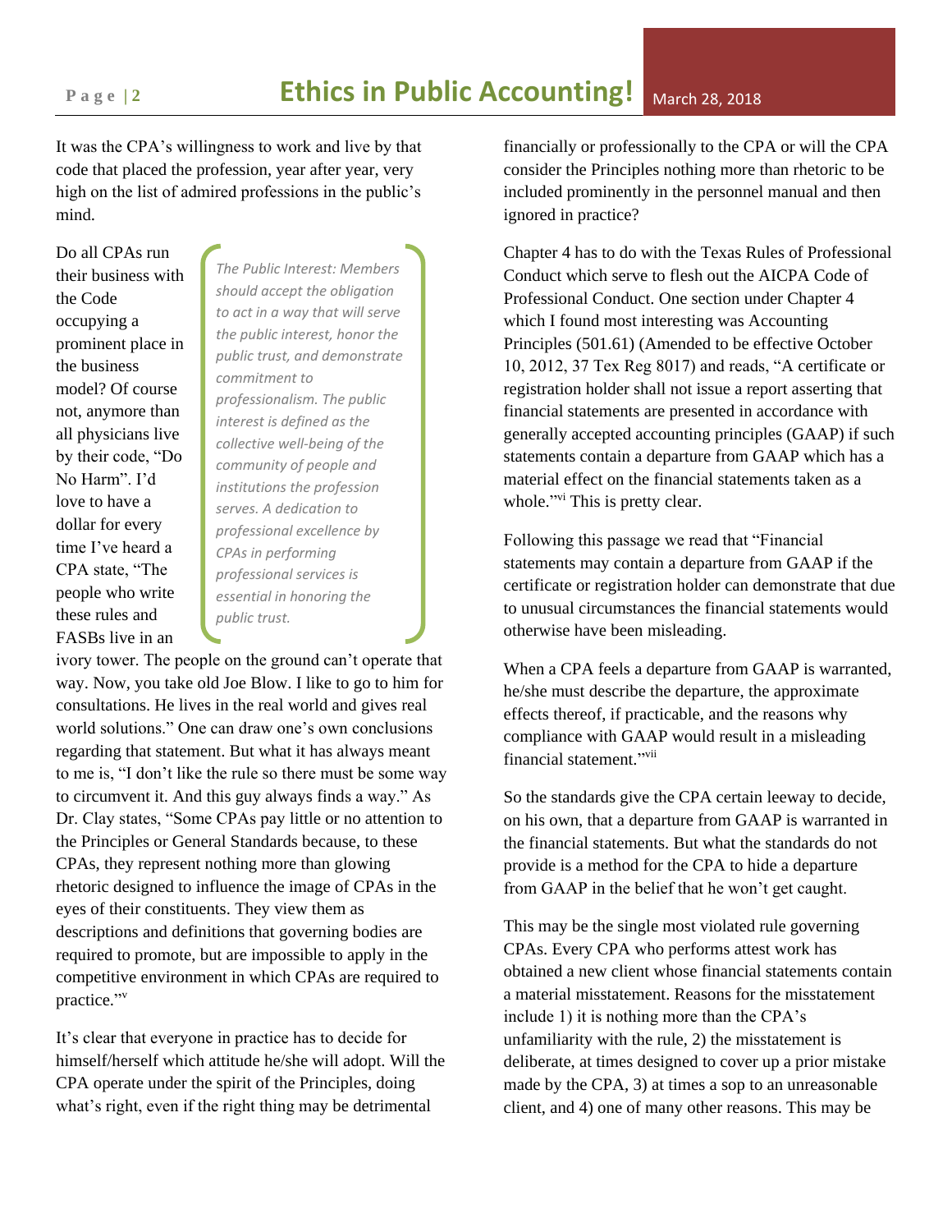It was the CPA's willingness to work and live by that code that placed the profession, year after year, very high on the list of admired professions in the public's mind.

> *The Public Interest: Members should accept the obligation to act in a way that will serve the public interest, honor the public trust, and demonstrate commitment to professionalism. The public interest is defined as the collective well-being of the community of people and institutions the profession serves. A dedication to professional excellence by CPAs in performing professional services is essential in honoring the public trust.*

Do all CPAs run their business with the Code occupying a prominent place in the business model? Of course not, anymore than all physicians live by their code, "Do No Harm". I'd love to have a dollar for every time I've heard a CPA state, "The people who write these rules and FASBs live in an ivory tower. The people on the ground can't operate that way. Now, you take old Joe Blow. I like to go to him for consultations. He lives in the real world and gives real world solutions." One can draw one's own conclusions regarding that statement. But what it has always meant to me is, "I don't like the rule so there must be some way to circumvent it. And this guy always finds a way." As Dr. Clay states, "Some CPAs pay little or no attention to the Principles or General Standards because, to these CPAs, they represent nothing more than glowing rhetoric designed to influence the image of CPAs in the eyes of their constituents. They view them as descriptions and definitions that governing bodies are required to promote, but are impossible to apply in the competitive environment in which CPAs are required to practice."[v]

It's clear that everyone in practice has to decide for himself/herself which attitude he/she will adopt. Will the CPA operate under the spirit of the Principles, doing what's right, even if the right thing may be detrimental financially or professionally to the CPA or will the CPA consider the Principles nothing more than rhetoric to be included prominently in the personnel manual and then ignored in practice?

Chapter 4 has to do with the Texas Rules of Professional Conduct which serve to flesh out the AICPA Code of Professional Conduct. One section under Chapter 4 which I found most interesting was Accounting Principles (501.61) (Amended to be effective October 10, 2012, 37 Tex Reg 8017) and reads, "A certificate or registration holder shall not issue a report asserting that financial statements are presented in accordance with generally accepted accounting principles (GAAP) if such statements contain a departure from GAAP which has a material effect on the financial statements taken as a whole."[vi] This is pretty clear.

Following this passage we read that "Financial statements may contain a departure from GAAP if the certificate or registration holder can demonstrate that due to unusual circumstances the financial statements would otherwise have been misleading.

When a CPA feels a departure from GAAP is warranted, he/she must describe the departure, the approximate effects thereof, if practicable, and the reasons why compliance with GAAP would result in a misleading financial statement."[vii]

So the standards give the CPA certain leeway to decide, on his own, that a departure from GAAP is warranted in the financial statements. But what the standards do not provide is a method for the CPA to hide a departure from GAAP in the belief that he won't get caught.

This may be the single most violated rule governing CPAs. Every CPA who performs attest work has obtained a new client whose financial statements contain a material misstatement. Reasons for the misstatement include 1) it is nothing more than the CPA's unfamiliarity with the rule, 2) the misstatement is deliberate, at times designed to cover up a prior mistake made by the CPA, 3) at times a sop to an unreasonable client, and 4) one of many other reasons. This may be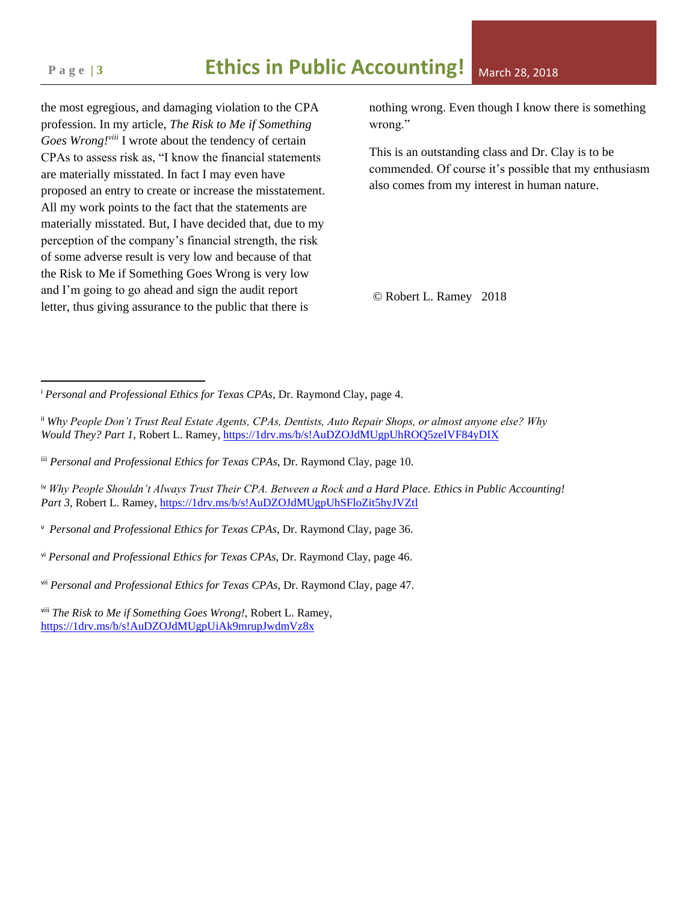the most egregious, and damaging violation to the CPA profession. In my article, *The Risk to Me if Something Goes Wrong!*[viii] I wrote about the tendency of certain CPAs to assess risk as, "I know the financial statements are materially misstated. In fact I may even have proposed an entry to create or increase the misstatement. All my work points to the fact that the statements are materially misstated. But, I have decided that, due to my perception of the company's financial strength, the risk of some adverse result is very low and because of that the Risk to Me if Something Goes Wrong is very low and I'm going to go ahead and sign the audit report letter, thus giving assurance to the public that there is nothing wrong. Even though I know there is something wrong."

This is an outstanding class and Dr. Clay is to be commended. Of course it's possible that my enthusiasm also comes from my interest in human nature.

© Robert L. Ramey 2018

---

[i] *Personal and Professional Ethics for Texas CPAs*, Dr. Raymond Clay, page 4.

[ii] *Why People Don't Trust Real Estate Agents, CPAs, Dentists, Auto Repair Shops, or almost anyone else? Why Would They? Part 1*, Robert L. Ramey, https://1drv.ms/b/s!AuDZOJdMUgpUhROQ5zeIVF84yDIX

[iii] *Personal and Professional Ethics for Texas CPAs*, Dr. Raymond Clay, page 10.

[iv] *Why People Shouldn't Always Trust Their CPA. Between a Rock and a Hard Place. Ethics in Public Accounting! Part 3*, Robert L. Ramey, https://1drv.ms/b/s!AuDZOJdMUgpUhSFloZit5hyJVZtl

[v] *Personal and Professional Ethics for Texas CPAs*, Dr. Raymond Clay, page 36.

[vi] *Personal and Professional Ethics for Texas CPAs*, Dr. Raymond Clay, page 46.

[vii] *Personal and Professional Ethics for Texas CPAs*, Dr. Raymond Clay, page 47.

[viii] *The Risk to Me if Something Goes Wrong!*, Robert L. Ramey, https://1drv.ms/b/s!AuDZOJdMUgpUiAk9mrupJwdmVz8x